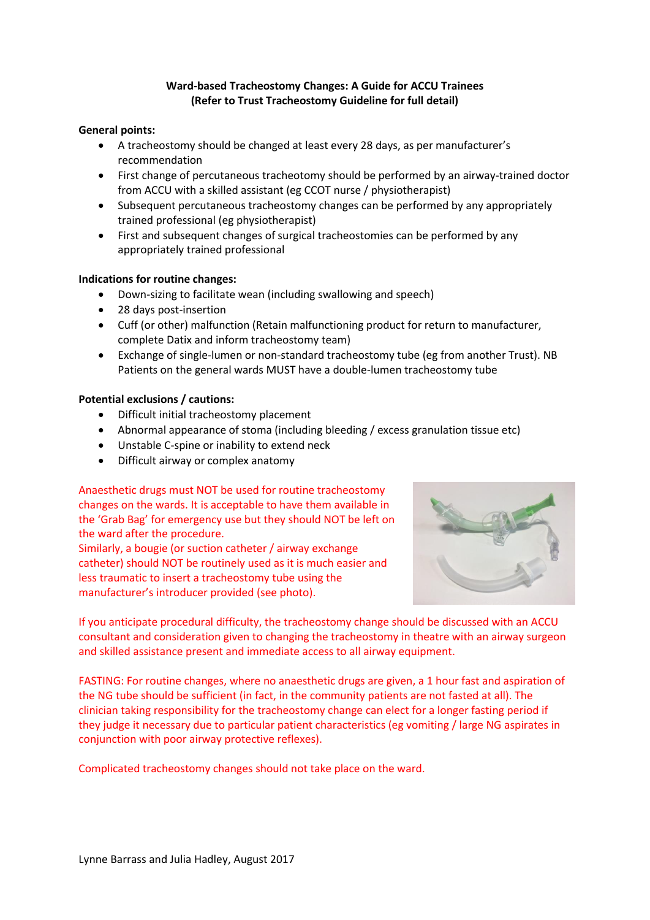**Ward-based Tracheostomy Changes: A Guide for ACCU Trainees**
**(Refer to Trust Tracheostomy Guideline for full detail)**

**General points:**

- A tracheostomy should be changed at least every 28 days, as per manufacturer's recommendation
- First change of percutaneous tracheotomy should be performed by an airway-trained doctor from ACCU with a skilled assistant (eg CCOT nurse / physiotherapist)
- Subsequent percutaneous tracheostomy changes can be performed by any appropriately trained professional (eg physiotherapist)
- First and subsequent changes of surgical tracheostomies can be performed by any appropriately trained professional

**Indications for routine changes:**

- Down-sizing to facilitate wean (including swallowing and speech)
- 28 days post-insertion
- Cuff (or other) malfunction (Retain malfunctioning product for return to manufacturer, complete Datix and inform tracheostomy team)
- Exchange of single-lumen or non-standard tracheostomy tube (eg from another Trust). NB Patients on the general wards MUST have a double-lumen tracheostomy tube

**Potential exclusions / cautions:**

- Difficult initial tracheostomy placement
- Abnormal appearance of stoma (including bleeding / excess granulation tissue etc)
- Unstable C-spine or inability to extend neck
- Difficult airway or complex anatomy

Anaesthetic drugs must NOT be used for routine tracheostomy changes on the wards. It is acceptable to have them available in the 'Grab Bag' for emergency use but they should NOT be left on the ward after the procedure.
Similarly, a bougie (or suction catheter / airway exchange catheter) should NOT be routinely used as it is much easier and less traumatic to insert a tracheostomy tube using the manufacturer's introducer provided (see photo).

If you anticipate procedural difficulty, the tracheostomy change should be discussed with an ACCU consultant and consideration given to changing the tracheostomy in theatre with an airway surgeon and skilled assistance present and immediate access to all airway equipment.

FASTING: For routine changes, where no anaesthetic drugs are given, a 1 hour fast and aspiration of the NG tube should be sufficient (in fact, in the community patients are not fasted at all). The clinician taking responsibility for the tracheostomy change can elect for a longer fasting period if they judge it necessary due to particular patient characteristics (eg vomiting / large NG aspirates in conjunction with poor airway protective reflexes).

Complicated tracheostomy changes should not take place on the ward.

Lynne Barrass and Julia Hadley, August 2017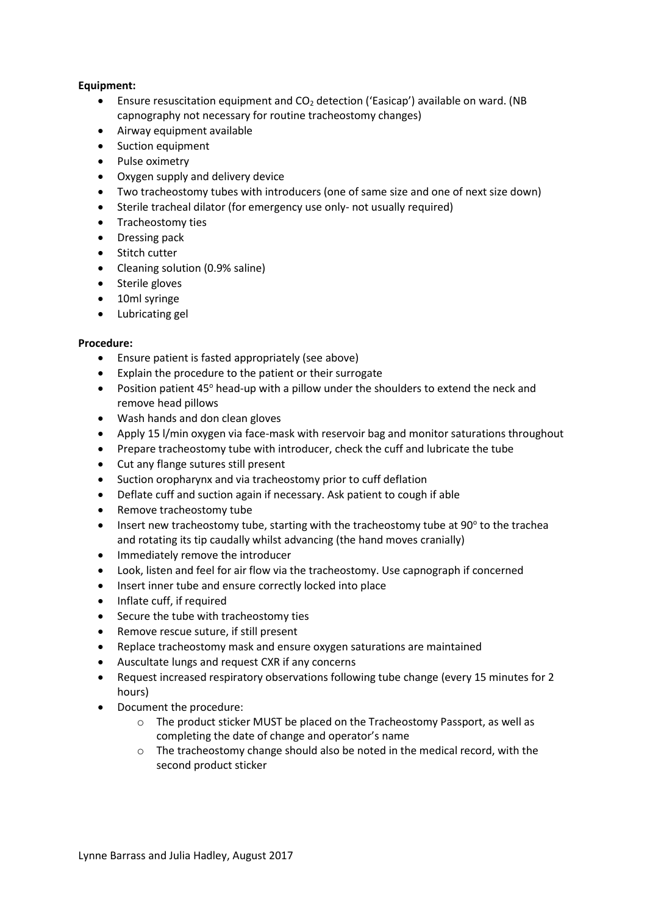**Equipment:**

- Ensure resuscitation equipment and $CO_2$ detection ('Easicap') available on ward. (NB capnography not necessary for routine tracheostomy changes)
- Airway equipment available
- Suction equipment
- Pulse oximetry
- Oxygen supply and delivery device
- Two tracheostomy tubes with introducers (one of same size and one of next size down)
- Sterile tracheal dilator (for emergency use only- not usually required)
- Tracheostomy ties
- Dressing pack
- Stitch cutter
- Cleaning solution (0.9% saline)
- Sterile gloves
- 10ml syringe
- Lubricating gel

**Procedure:**

- Ensure patient is fasted appropriately (see above)
- Explain the procedure to the patient or their surrogate
- Position patient 45$^{o}$ head-up with a pillow under the shoulders to extend the neck and remove head pillows
- Wash hands and don clean gloves
- Apply 15 l/min oxygen via face-mask with reservoir bag and monitor saturations throughout
- Prepare tracheostomy tube with introducer, check the cuff and lubricate the tube
- Cut any flange sutures still present
- Suction oropharynx and via tracheostomy prior to cuff deflation
- Deflate cuff and suction again if necessary. Ask patient to cough if able
- Remove tracheostomy tube
- Insert new tracheostomy tube, starting with the tracheostomy tube at 90$^{o}$ to the trachea and rotating its tip caudally whilst advancing (the hand moves cranially)
- Immediately remove the introducer
- Look, listen and feel for air flow via the tracheostomy. Use capnograph if concerned
- Insert inner tube and ensure correctly locked into place
- Inflate cuff, if required
- Secure the tube with tracheostomy ties
- Remove rescue suture, if still present
- Replace tracheostomy mask and ensure oxygen saturations are maintained
- Auscultate lungs and request CXR if any concerns
- Request increased respiratory observations following tube change (every 15 minutes for 2 hours)
- Document the procedure:
  - The product sticker MUST be placed on the Tracheostomy Passport, as well as completing the date of change and operator's name
  - The tracheostomy change should also be noted in the medical record, with the second product sticker

Lynne Barrass and Julia Hadley, August 2017